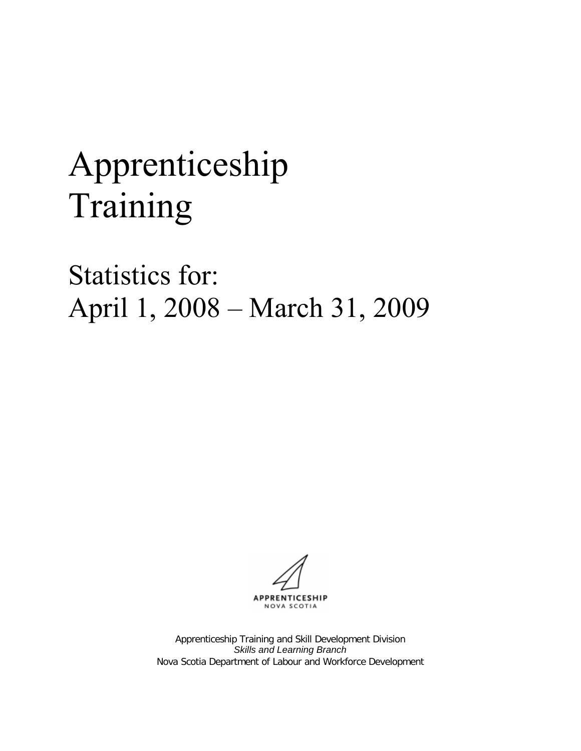# Apprenticeship Training

## Statistics for: April 1, 2008 – March 31, 2009

APPRENTICESHIP
NOVA SCOTIA

Apprenticeship Training and Skill Development Division
*Skills and Learning Branch*
Nova Scotia Department of Labour and Workforce Development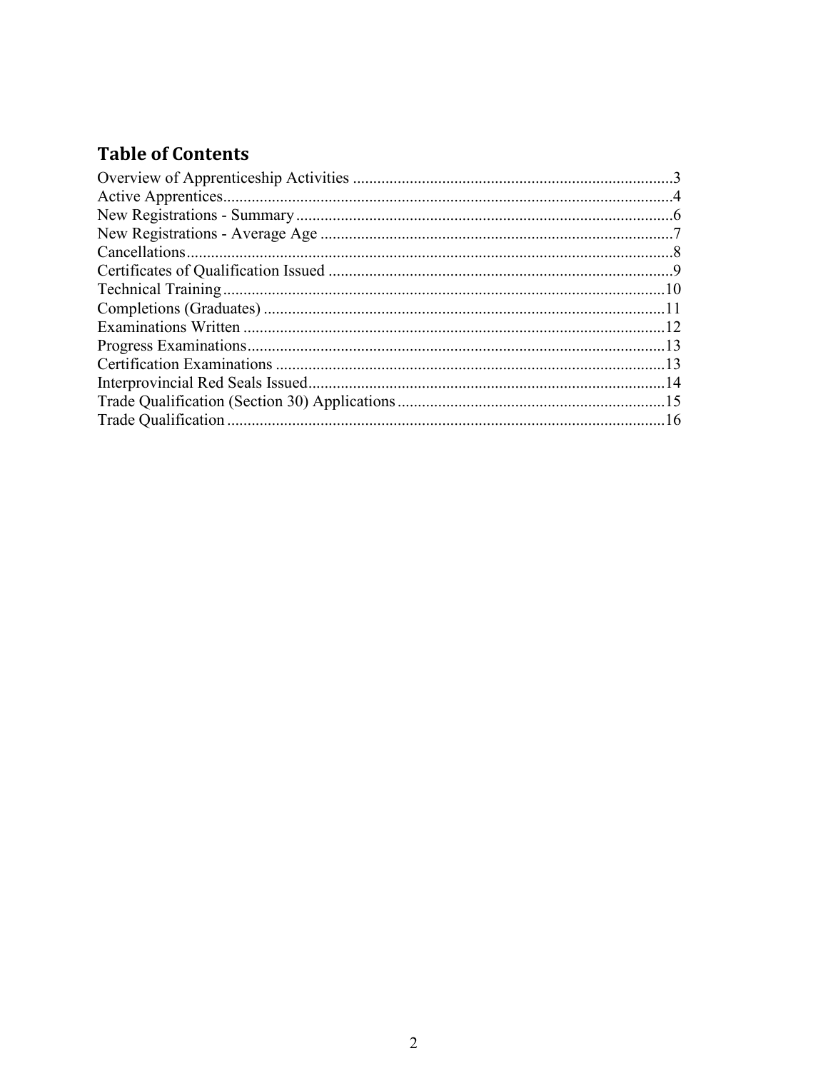## Table of Contents

Overview of Apprenticeship Activities ....................................................................................3
Active Apprentices....................................................................................................................4
New Registrations - Summary ..................................................................................................6
New Registrations - Average Age ............................................................................................7
Cancellations............................................................................................................................8
Certificates of Qualification Issued ..........................................................................................9
Technical Training ..................................................................................................................10
Completions (Graduates) ........................................................................................................11
Examinations Written ..............................................................................................................12
Progress Examinations............................................................................................................13
Certification Examinations ......................................................................................................13
Interprovincial Red Seals Issued..............................................................................................14
Trade Qualification (Section 30) Applications........................................................................15
Trade Qualification ..................................................................................................................16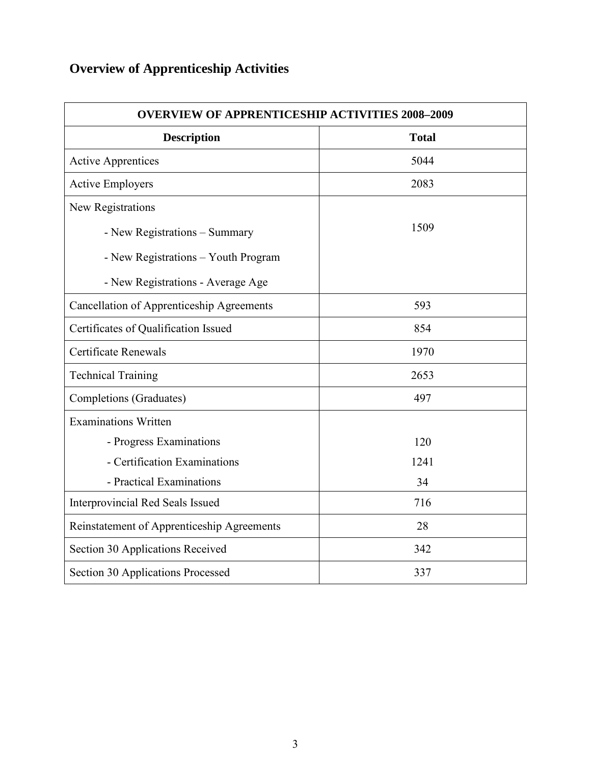## Overview of Apprenticeship Activities

| OVERVIEW OF APPRENTICESHIP ACTIVITIES 2008–2009 | |
|---|---|
| **Description** | **Total** |
| Active Apprentices | 5044 |
| Active Employers | 2083 |
| New Registrations<br>- New Registrations – Summary<br>- New Registrations – Youth Program<br>- New Registrations - Average Age | 1509 |
| Cancellation of Apprenticeship Agreements | 593 |
| Certificates of Qualification Issued | 854 |
| Certificate Renewals | 1970 |
| Technical Training | 2653 |
| Completions (Graduates) | 497 |
| Examinations Written<br>- Progress Examinations<br>- Certification Examinations<br>- Practical Examinations | <br>120<br>1241<br>34 |
| Interprovincial Red Seals Issued | 716 |
| Reinstatement of Apprenticeship Agreements | 28 |
| Section 30 Applications Received | 342 |
| Section 30 Applications Processed | 337 |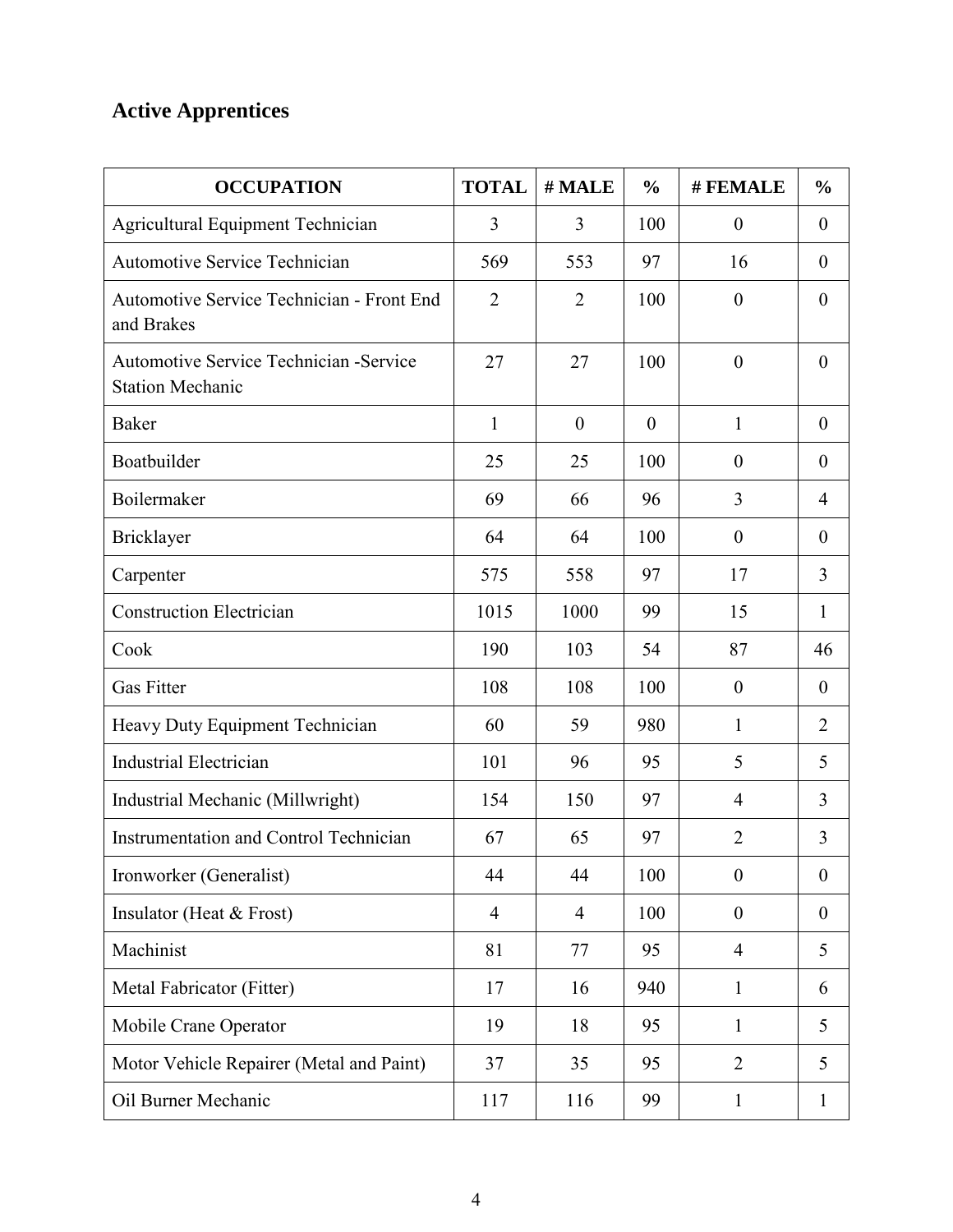## Active Apprentices

| OCCUPATION | TOTAL | # MALE | % | # FEMALE | % |
|---|---|---|---|---|---|
| Agricultural Equipment Technician | 3 | 3 | 100 | 0 | 0 |
| Automotive Service Technician | 569 | 553 | 97 | 16 | 0 |
| Automotive Service Technician - Front End and Brakes | 2 | 2 | 100 | 0 | 0 |
| Automotive Service Technician -Service Station Mechanic | 27 | 27 | 100 | 0 | 0 |
| Baker | 1 | 0 | 0 | 1 | 0 |
| Boatbuilder | 25 | 25 | 100 | 0 | 0 |
| Boilermaker | 69 | 66 | 96 | 3 | 4 |
| Bricklayer | 64 | 64 | 100 | 0 | 0 |
| Carpenter | 575 | 558 | 97 | 17 | 3 |
| Construction Electrician | 1015 | 1000 | 99 | 15 | 1 |
| Cook | 190 | 103 | 54 | 87 | 46 |
| Gas Fitter | 108 | 108 | 100 | 0 | 0 |
| Heavy Duty Equipment Technician | 60 | 59 | 980 | 1 | 2 |
| Industrial Electrician | 101 | 96 | 95 | 5 | 5 |
| Industrial Mechanic (Millwright) | 154 | 150 | 97 | 4 | 3 |
| Instrumentation and Control Technician | 67 | 65 | 97 | 2 | 3 |
| Ironworker (Generalist) | 44 | 44 | 100 | 0 | 0 |
| Insulator (Heat & Frost) | 4 | 4 | 100 | 0 | 0 |
| Machinist | 81 | 77 | 95 | 4 | 5 |
| Metal Fabricator (Fitter) | 17 | 16 | 940 | 1 | 6 |
| Mobile Crane Operator | 19 | 18 | 95 | 1 | 5 |
| Motor Vehicle Repairer (Metal and Paint) | 37 | 35 | 95 | 2 | 5 |
| Oil Burner Mechanic | 117 | 116 | 99 | 1 | 1 |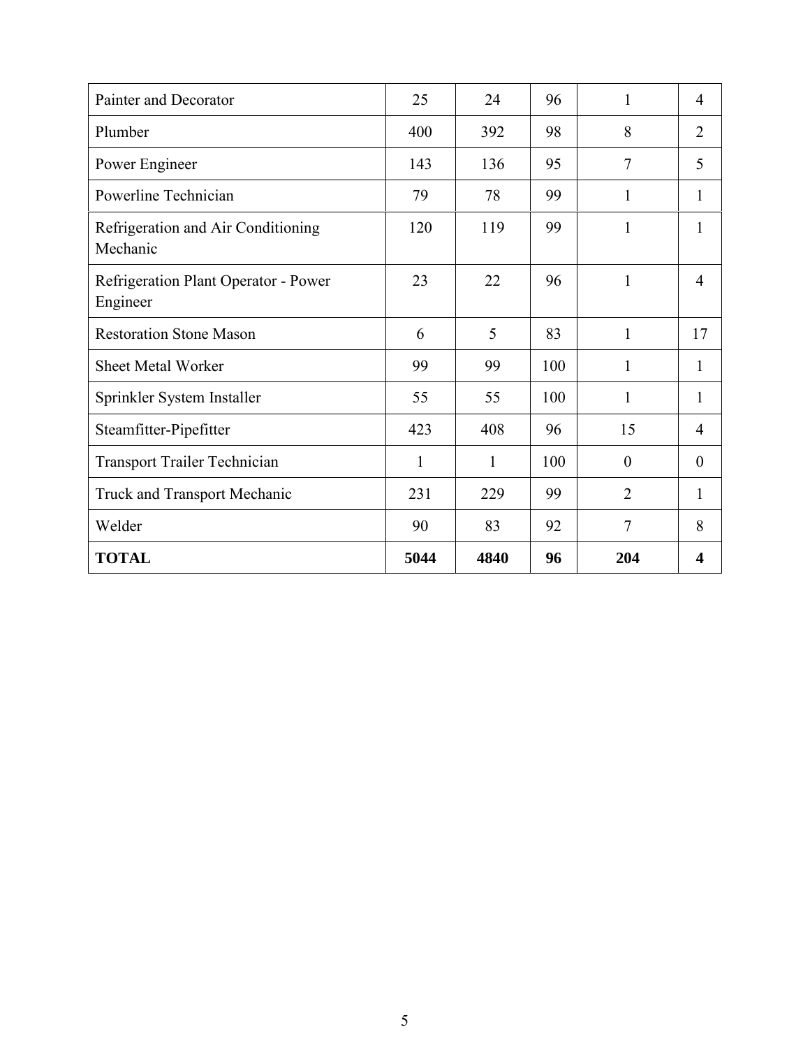| | | | | | |
|---|---|---|---|---|---|
| Painter and Decorator | 25 | 24 | 96 | 1 | 4 |
| Plumber | 400 | 392 | 98 | 8 | 2 |
| Power Engineer | 143 | 136 | 95 | 7 | 5 |
| Powerline Technician | 79 | 78 | 99 | 1 | 1 |
| Refrigeration and Air Conditioning Mechanic | 120 | 119 | 99 | 1 | 1 |
| Refrigeration Plant Operator - Power Engineer | 23 | 22 | 96 | 1 | 4 |
| Restoration Stone Mason | 6 | 5 | 83 | 1 | 17 |
| Sheet Metal Worker | 99 | 99 | 100 | 1 | 1 |
| Sprinkler System Installer | 55 | 55 | 100 | 1 | 1 |
| Steamfitter-Pipefitter | 423 | 408 | 96 | 15 | 4 |
| Transport Trailer Technician | 1 | 1 | 100 | 0 | 0 |
| Truck and Transport Mechanic | 231 | 229 | 99 | 2 | 1 |
| Welder | 90 | 83 | 92 | 7 | 8 |
| **TOTAL** | **5044** | **4840** | **96** | **204** | **4** |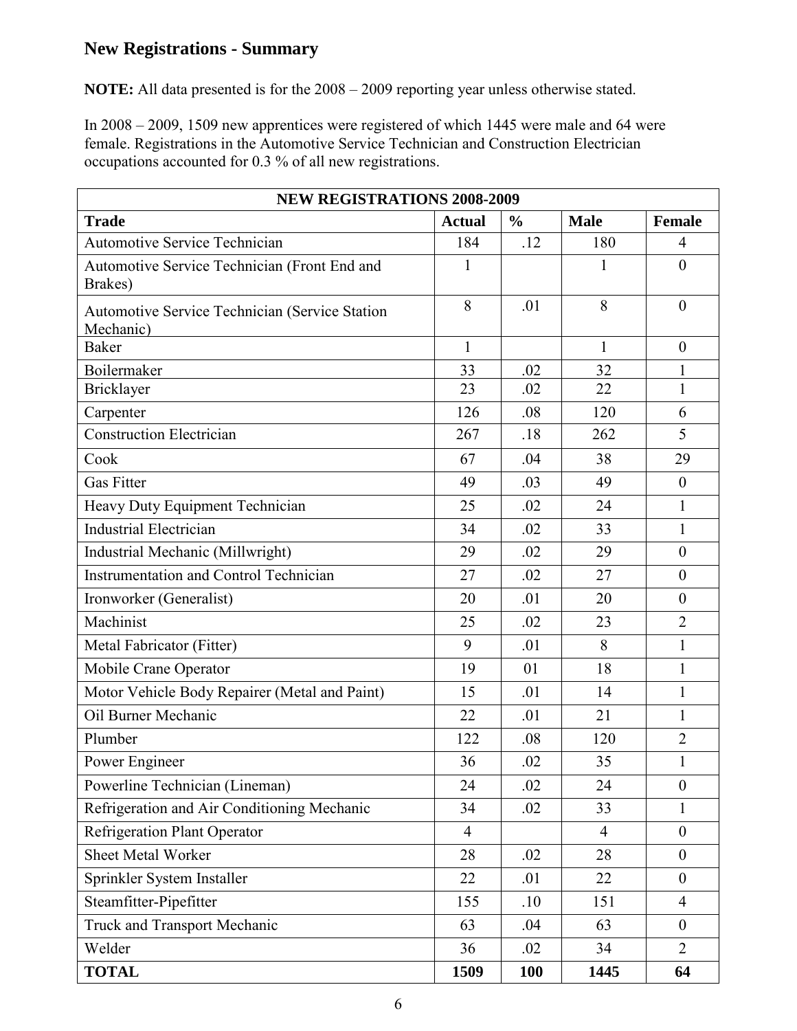## New Registrations - Summary

**NOTE:** All data presented is for the 2008 – 2009 reporting year unless otherwise stated.

In 2008 – 2009, 1509 new apprentices were registered of which 1445 were male and 64 were female. Registrations in the Automotive Service Technician and Construction Electrician occupations accounted for 0.3 % of all new registrations.

| NEW REGISTRATIONS 2008-2009 | | | | |
|---|---|---|---|---|
| **Trade** | **Actual** | **%** | **Male** | **Female** |
| Automotive Service Technician | 184 | .12 | 180 | 4 |
| Automotive Service Technician (Front End and Brakes) | 1 | | 1 | 0 |
| Automotive Service Technician (Service Station Mechanic) | 8 | .01 | 8 | 0 |
| Baker | 1 | | 1 | 0 |
| Boilermaker | 33 | .02 | 32 | 1 |
| Bricklayer | 23 | .02 | 22 | 1 |
| Carpenter | 126 | .08 | 120 | 6 |
| Construction Electrician | 267 | .18 | 262 | 5 |
| Cook | 67 | .04 | 38 | 29 |
| Gas Fitter | 49 | .03 | 49 | 0 |
| Heavy Duty Equipment Technician | 25 | .02 | 24 | 1 |
| Industrial Electrician | 34 | .02 | 33 | 1 |
| Industrial Mechanic (Millwright) | 29 | .02 | 29 | 0 |
| Instrumentation and Control Technician | 27 | .02 | 27 | 0 |
| Ironworker (Generalist) | 20 | .01 | 20 | 0 |
| Machinist | 25 | .02 | 23 | 2 |
| Metal Fabricator (Fitter) | 9 | .01 | 8 | 1 |
| Mobile Crane Operator | 19 | 01 | 18 | 1 |
| Motor Vehicle Body Repairer (Metal and Paint) | 15 | .01 | 14 | 1 |
| Oil Burner Mechanic | 22 | .01 | 21 | 1 |
| Plumber | 122 | .08 | 120 | 2 |
| Power Engineer | 36 | .02 | 35 | 1 |
| Powerline Technician (Lineman) | 24 | .02 | 24 | 0 |
| Refrigeration and Air Conditioning Mechanic | 34 | .02 | 33 | 1 |
| Refrigeration Plant Operator | 4 | | 4 | 0 |
| Sheet Metal Worker | 28 | .02 | 28 | 0 |
| Sprinkler System Installer | 22 | .01 | 22 | 0 |
| Steamfitter-Pipefitter | 155 | .10 | 151 | 4 |
| Truck and Transport Mechanic | 63 | .04 | 63 | 0 |
| Welder | 36 | .02 | 34 | 2 |
| **TOTAL** | **1509** | **100** | **1445** | **64** |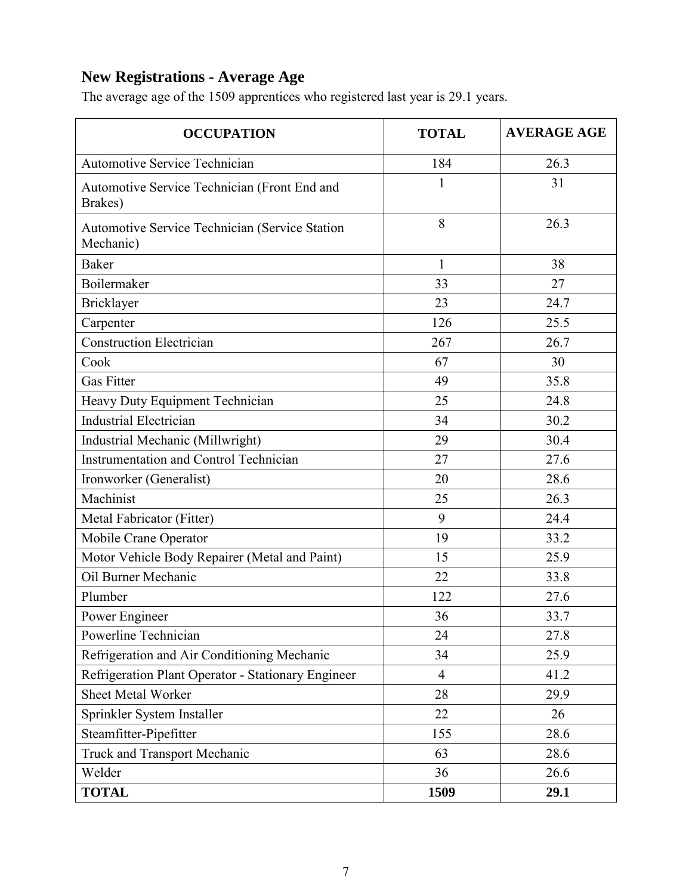## New Registrations - Average Age

The average age of the 1509 apprentices who registered last year is 29.1 years.

| OCCUPATION | TOTAL | AVERAGE AGE |
|---|---|---|
| Automotive Service Technician | 184 | 26.3 |
| Automotive Service Technician (Front End and Brakes) | 1 | 31 |
| Automotive Service Technician (Service Station Mechanic) | 8 | 26.3 |
| Baker | 1 | 38 |
| Boilermaker | 33 | 27 |
| Bricklayer | 23 | 24.7 |
| Carpenter | 126 | 25.5 |
| Construction Electrician | 267 | 26.7 |
| Cook | 67 | 30 |
| Gas Fitter | 49 | 35.8 |
| Heavy Duty Equipment Technician | 25 | 24.8 |
| Industrial Electrician | 34 | 30.2 |
| Industrial Mechanic (Millwright) | 29 | 30.4 |
| Instrumentation and Control Technician | 27 | 27.6 |
| Ironworker (Generalist) | 20 | 28.6 |
| Machinist | 25 | 26.3 |
| Metal Fabricator (Fitter) | 9 | 24.4 |
| Mobile Crane Operator | 19 | 33.2 |
| Motor Vehicle Body Repairer (Metal and Paint) | 15 | 25.9 |
| Oil Burner Mechanic | 22 | 33.8 |
| Plumber | 122 | 27.6 |
| Power Engineer | 36 | 33.7 |
| Powerline Technician | 24 | 27.8 |
| Refrigeration and Air Conditioning Mechanic | 34 | 25.9 |
| Refrigeration Plant Operator - Stationary Engineer | 4 | 41.2 |
| Sheet Metal Worker | 28 | 29.9 |
| Sprinkler System Installer | 22 | 26 |
| Steamfitter-Pipefitter | 155 | 28.6 |
| Truck and Transport Mechanic | 63 | 28.6 |
| Welder | 36 | 26.6 |
| **TOTAL** | **1509** | **29.1** |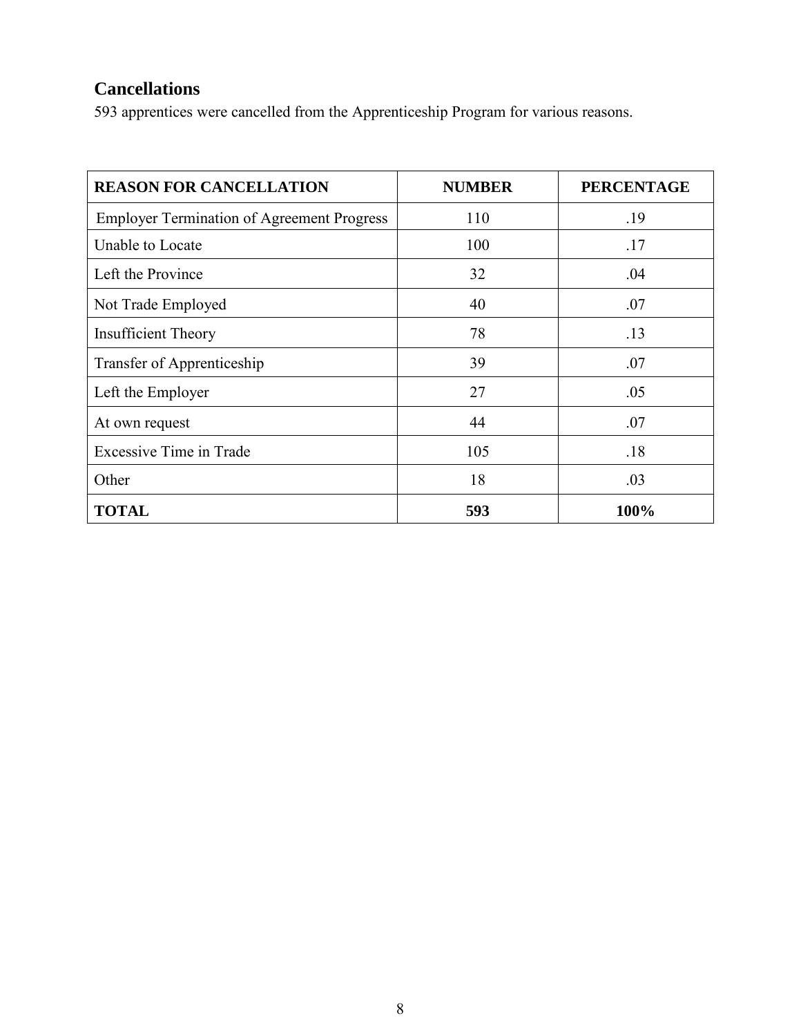## Cancellations

593 apprentices were cancelled from the Apprenticeship Program for various reasons.

| **REASON FOR CANCELLATION** | **NUMBER** | **PERCENTAGE** |
|---|---|---|
| Employer Termination of Agreement Progress | 110 | .19 |
| Unable to Locate | 100 | .17 |
| Left the Province | 32 | .04 |
| Not Trade Employed | 40 | .07 |
| Insufficient Theory | 78 | .13 |
| Transfer of Apprenticeship | 39 | .07 |
| Left the Employer | 27 | .05 |
| At own request | 44 | .07 |
| Excessive Time in Trade | 105 | .18 |
| Other | 18 | .03 |
| **TOTAL** | **593** | **100%** |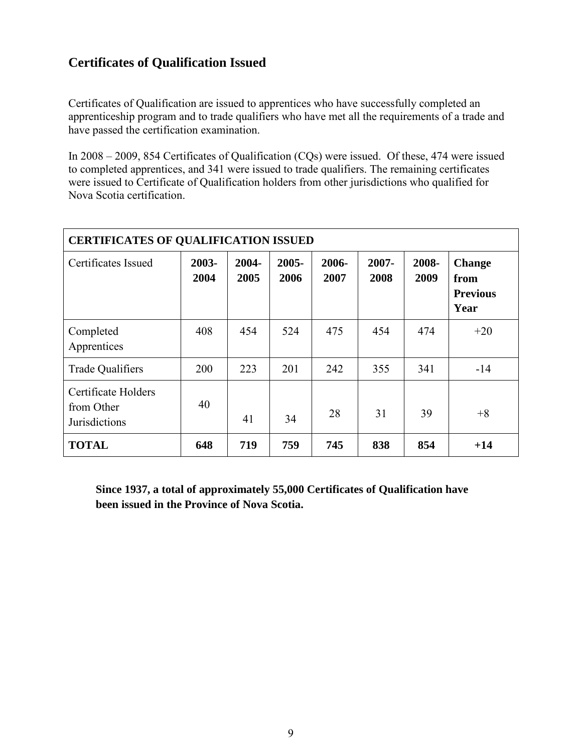## Certificates of Qualification Issued

Certificates of Qualification are issued to apprentices who have successfully completed an apprenticeship program and to trade qualifiers who have met all the requirements of a trade and have passed the certification examination.

In 2008 – 2009, 854 Certificates of Qualification (CQs) were issued. Of these, 474 were issued to completed apprentices, and 341 were issued to trade qualifiers. The remaining certificates were issued to Certificate of Qualification holders from other jurisdictions who qualified for Nova Scotia certification.

| CERTIFICATES OF QUALIFICATION ISSUED | | | | | | | |
|---|---|---|---|---|---|---|---|
| Certificates Issued | **2003-2004** | **2004-2005** | **2005-2006** | **2006-2007** | **2007-2008** | **2008-2009** | **Change from Previous Year** |
| Completed Apprentices | 408 | 454 | 524 | 475 | 454 | 474 | +20 |
| Trade Qualifiers | 200 | 223 | 201 | 242 | 355 | 341 | -14 |
| Certificate Holders from Other Jurisdictions | 40 | 41 | 34 | 28 | 31 | 39 | +8 |
| **TOTAL** | **648** | **719** | **759** | **745** | **838** | **854** | **+14** |

**Since 1937, a total of approximately 55,000 Certificates of Qualification have been issued in the Province of Nova Scotia.**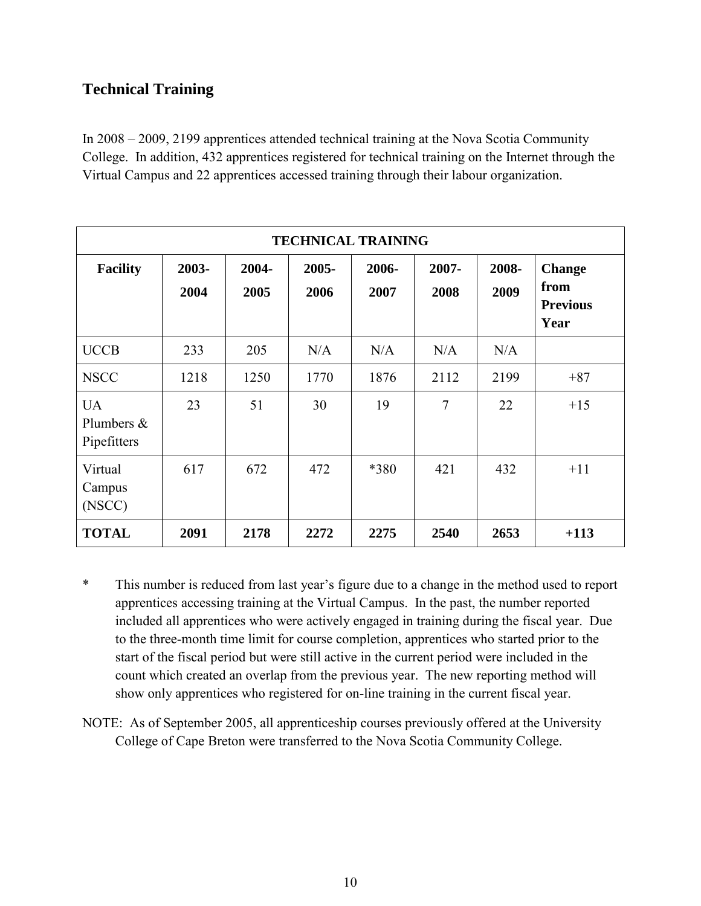## Technical Training

In 2008 – 2009, 2199 apprentices attended technical training at the Nova Scotia Community College. In addition, 432 apprentices registered for technical training on the Internet through the Virtual Campus and 22 apprentices accessed training through their labour organization.

| TECHNICAL TRAINING | | | | | | | |
|---|---|---|---|---|---|---|---|
| **Facility** | **2003-2004** | **2004-2005** | **2005-2006** | **2006-2007** | **2007-2008** | **2008-2009** | **Change from Previous Year** |
| UCCB | 233 | 205 | N/A | N/A | N/A | N/A | |
| NSCC | 1218 | 1250 | 1770 | 1876 | 2112 | 2199 | +87 |
| UA Plumbers & Pipefitters | 23 | 51 | 30 | 19 | 7 | 22 | +15 |
| Virtual Campus (NSCC) | 617 | 672 | 472 | *380 | 421 | 432 | +11 |
| **TOTAL** | **2091** | **2178** | **2272** | **2275** | **2540** | **2653** | **+113** |

\* This number is reduced from last year's figure due to a change in the method used to report apprentices accessing training at the Virtual Campus. In the past, the number reported included all apprentices who were actively engaged in training during the fiscal year. Due to the three-month time limit for course completion, apprentices who started prior to the start of the fiscal period but were still active in the current period were included in the count which created an overlap from the previous year. The new reporting method will show only apprentices who registered for on-line training in the current fiscal year.

NOTE: As of September 2005, all apprenticeship courses previously offered at the University College of Cape Breton were transferred to the Nova Scotia Community College.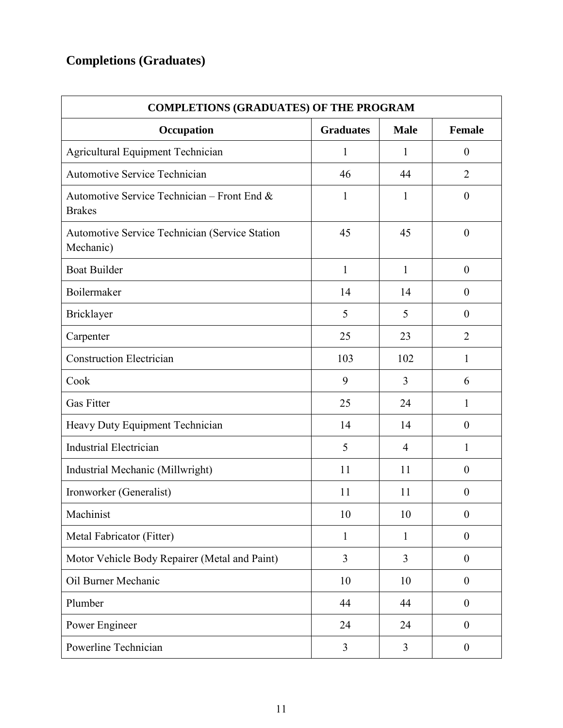## Completions (Graduates)

| COMPLETIONS (GRADUATES) OF THE PROGRAM | | | |
|---|---|---|---|
| **Occupation** | **Graduates** | **Male** | **Female** |
| Agricultural Equipment Technician | 1 | 1 | 0 |
| Automotive Service Technician | 46 | 44 | 2 |
| Automotive Service Technician – Front End & Brakes | 1 | 1 | 0 |
| Automotive Service Technician (Service Station Mechanic) | 45 | 45 | 0 |
| Boat Builder | 1 | 1 | 0 |
| Boilermaker | 14 | 14 | 0 |
| Bricklayer | 5 | 5 | 0 |
| Carpenter | 25 | 23 | 2 |
| Construction Electrician | 103 | 102 | 1 |
| Cook | 9 | 3 | 6 |
| Gas Fitter | 25 | 24 | 1 |
| Heavy Duty Equipment Technician | 14 | 14 | 0 |
| Industrial Electrician | 5 | 4 | 1 |
| Industrial Mechanic (Millwright) | 11 | 11 | 0 |
| Ironworker (Generalist) | 11 | 11 | 0 |
| Machinist | 10 | 10 | 0 |
| Metal Fabricator (Fitter) | 1 | 1 | 0 |
| Motor Vehicle Body Repairer (Metal and Paint) | 3 | 3 | 0 |
| Oil Burner Mechanic | 10 | 10 | 0 |
| Plumber | 44 | 44 | 0 |
| Power Engineer | 24 | 24 | 0 |
| Powerline Technician | 3 | 3 | 0 |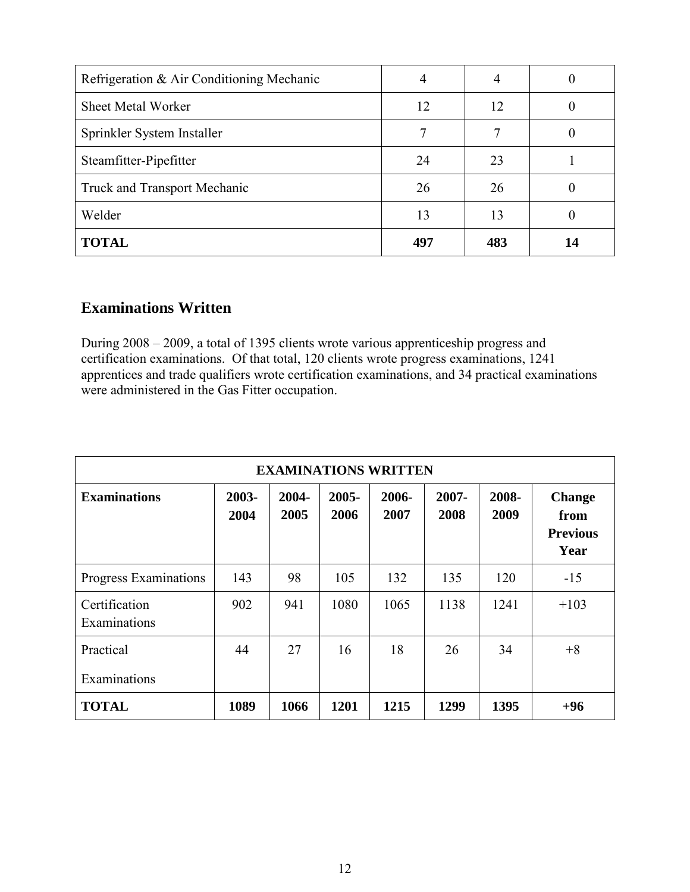| Refrigeration & Air Conditioning Mechanic | 4 | 4 | 0 |
|---|---|---|---|
| Sheet Metal Worker | 12 | 12 | 0 |
| Sprinkler System Installer | 7 | 7 | 0 |
| Steamfitter-Pipefitter | 24 | 23 | 1 |
| Truck and Transport Mechanic | 26 | 26 | 0 |
| Welder | 13 | 13 | 0 |
| **TOTAL** | **497** | **483** | **14** |

## Examinations Written

During 2008 – 2009, a total of 1395 clients wrote various apprenticeship progress and certification examinations. Of that total, 120 clients wrote progress examinations, 1241 apprentices and trade qualifiers wrote certification examinations, and 34 practical examinations were administered in the Gas Fitter occupation.

| **EXAMINATIONS WRITTEN** | | | | | | | |
|---|---|---|---|---|---|---|---|
| **Examinations** | **2003-2004** | **2004-2005** | **2005-2006** | **2006-2007** | **2007-2008** | **2008-2009** | **Change from Previous Year** |
| Progress Examinations | 143 | 98 | 105 | 132 | 135 | 120 | -15 |
| Certification Examinations | 902 | 941 | 1080 | 1065 | 1138 | 1241 | +103 |
| Practical Examinations | 44 | 27 | 16 | 18 | 26 | 34 | +8 |
| **TOTAL** | **1089** | **1066** | **1201** | **1215** | **1299** | **1395** | **+96** |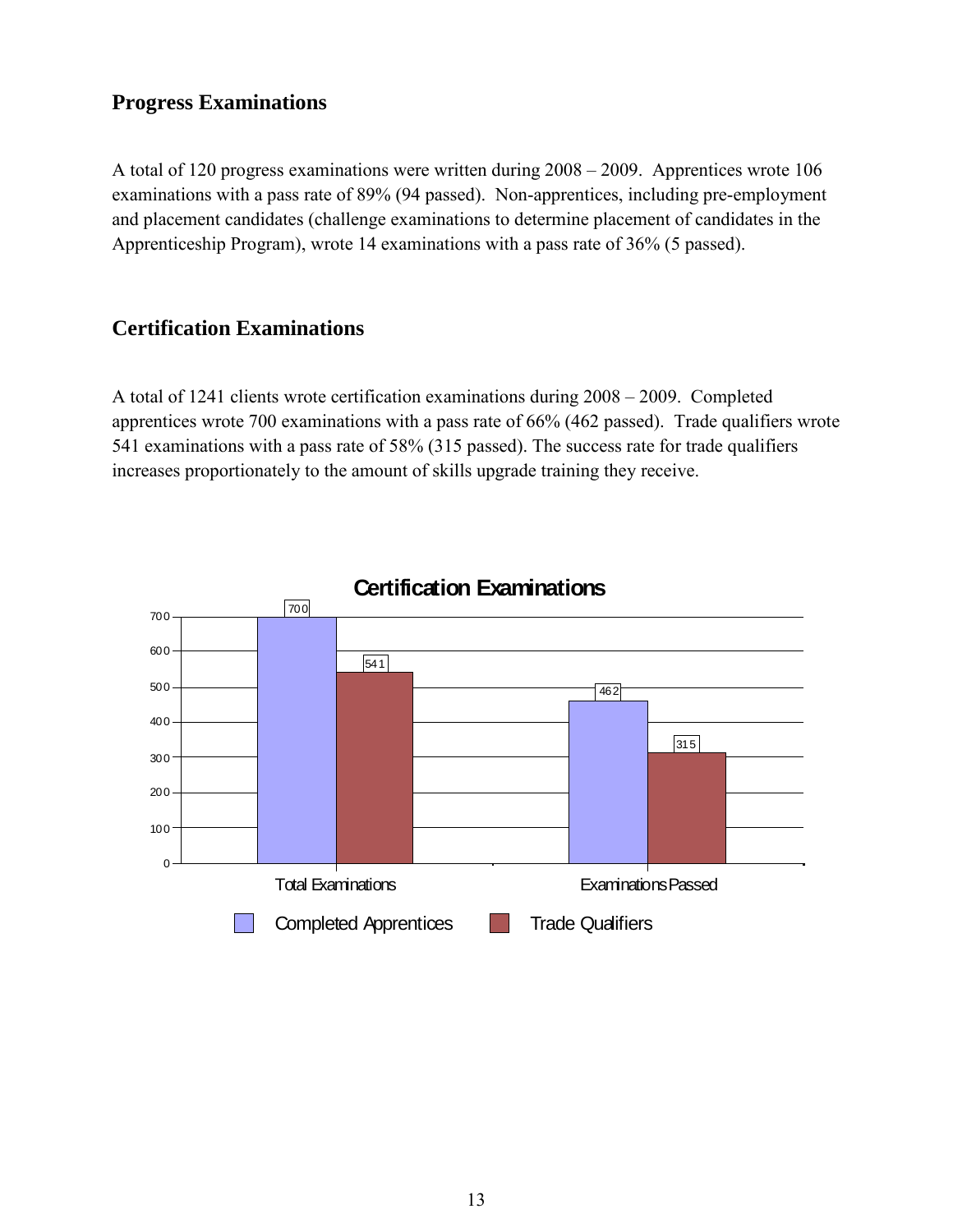## Progress Examinations

A total of 120 progress examinations were written during 2008 – 2009. Apprentices wrote 106 examinations with a pass rate of 89% (94 passed). Non-apprentices, including pre-employment and placement candidates (challenge examinations to determine placement of candidates in the Apprenticeship Program), wrote 14 examinations with a pass rate of 36% (5 passed).

## Certification Examinations

A total of 1241 clients wrote certification examinations during 2008 – 2009. Completed apprentices wrote 700 examinations with a pass rate of 66% (462 passed). Trade qualifiers wrote 541 examinations with a pass rate of 58% (315 passed). The success rate for trade qualifiers increases proportionately to the amount of skills upgrade training they receive.

**Certification Examinations**

| | Completed Apprentices | Trade Qualifiers |
| --- | --- | --- |
| Total Examinations | 700 | 541 |
| Examinations Passed | 462 | 315 |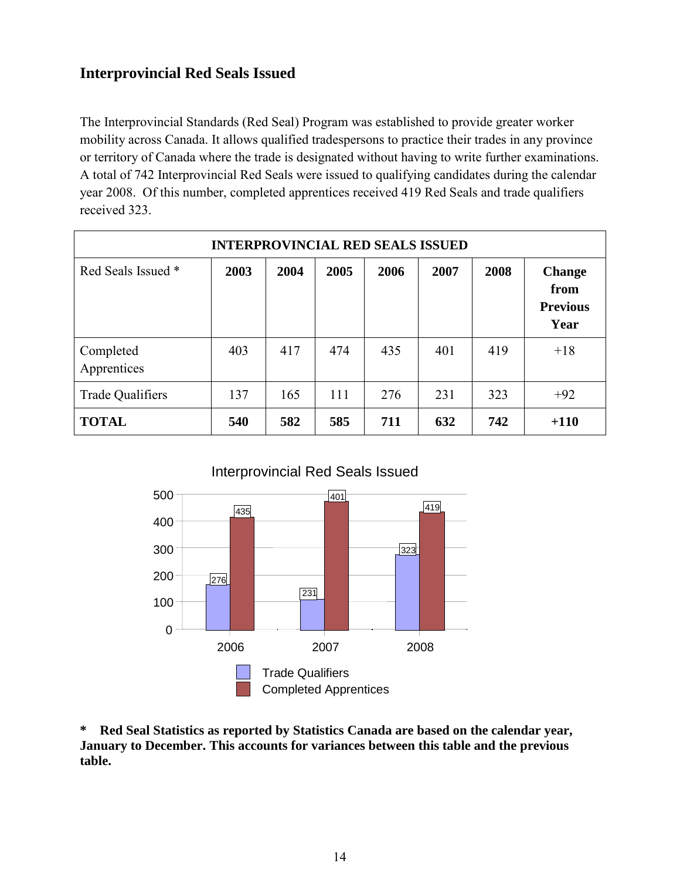## Interprovincial Red Seals Issued

The Interprovincial Standards (Red Seal) Program was established to provide greater worker mobility across Canada. It allows qualified tradespersons to practice their trades in any province or territory of Canada where the trade is designated without having to write further examinations. A total of 742 Interprovincial Red Seals were issued to qualifying candidates during the calendar year 2008. Of this number, completed apprentices received 419 Red Seals and trade qualifiers received 323.

| INTERPROVINCIAL RED SEALS ISSUED | | | | | | | |
|---|---|---|---|---|---|---|---|
| Red Seals Issued * | **2003** | **2004** | **2005** | **2006** | **2007** | **2008** | **Change from Previous Year** |
| Completed Apprentices | 403 | 417 | 474 | 435 | 401 | 419 | +18 |
| Trade Qualifiers | 137 | 165 | 111 | 276 | 231 | 323 | +92 |
| **TOTAL** | **540** | **582** | **585** | **711** | **632** | **742** | **+110** |

Interprovincial Red Seals Issued

| | 2006 | 2007 | 2008 |
|---|---|---|---|
| Trade Qualifiers | 276 | 231 | 323 |
| Completed Apprentices | 435 | 401 | 419 |

**\* Red Seal Statistics as reported by Statistics Canada are based on the calendar year, January to December. This accounts for variances between this table and the previous table.**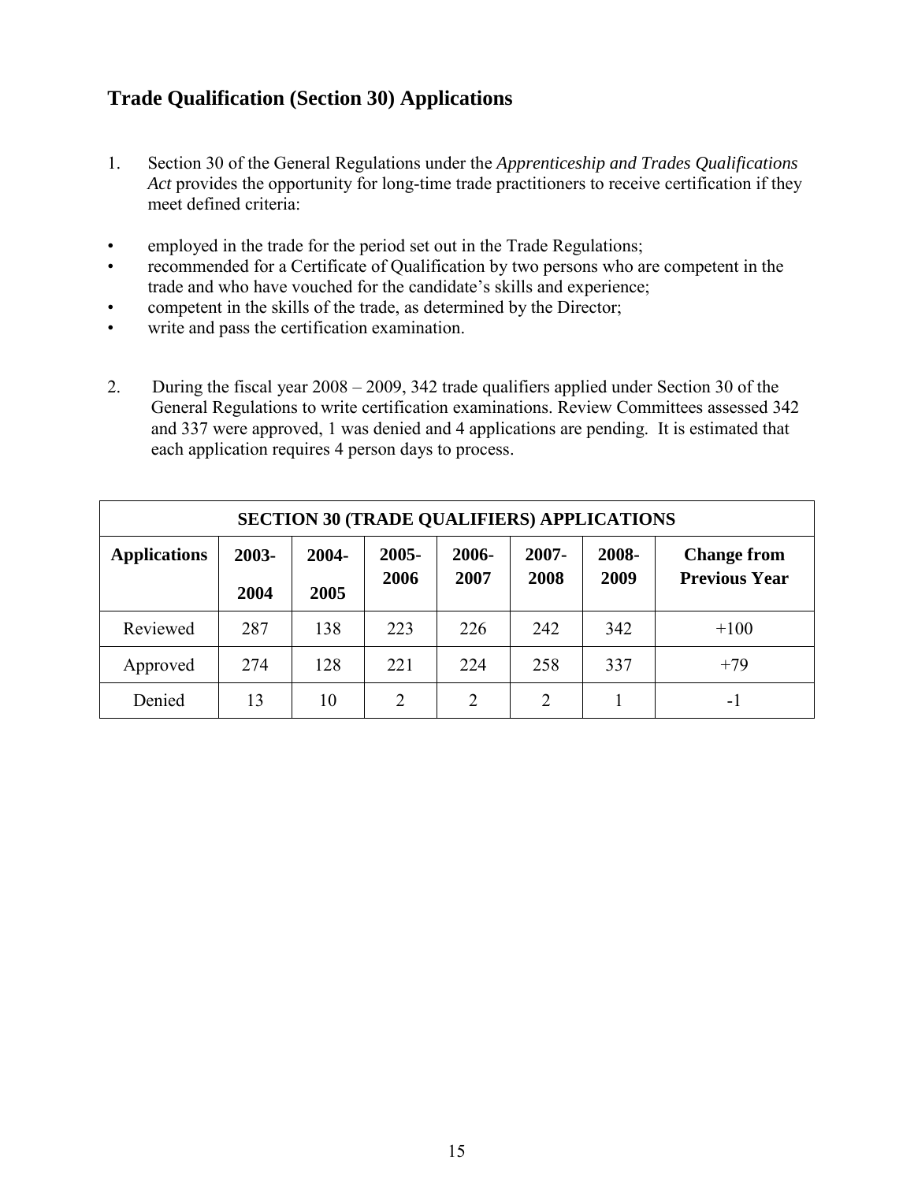## Trade Qualification (Section 30) Applications

1. Section 30 of the General Regulations under the *Apprenticeship and Trades Qualifications Act* provides the opportunity for long-time trade practitioners to receive certification if they meet defined criteria:

- employed in the trade for the period set out in the Trade Regulations;
- recommended for a Certificate of Qualification by two persons who are competent in the trade and who have vouched for the candidate's skills and experience;
- competent in the skills of the trade, as determined by the Director;
- write and pass the certification examination.

2. During the fiscal year 2008 – 2009, 342 trade qualifiers applied under Section 30 of the General Regulations to write certification examinations. Review Committees assessed 342 and 337 were approved, 1 was denied and 4 applications are pending. It is estimated that each application requires 4 person days to process.

| SECTION 30 (TRADE QUALIFIERS) APPLICATIONS | | | | | | | |
|---|---|---|---|---|---|---|---|
| **Applications** | **2003-2004** | **2004-2005** | **2005-2006** | **2006-2007** | **2007-2008** | **2008-2009** | **Change from Previous Year** |
| Reviewed | 287 | 138 | 223 | 226 | 242 | 342 | +100 |
| Approved | 274 | 128 | 221 | 224 | 258 | 337 | +79 |
| Denied | 13 | 10 | 2 | 2 | 2 | 1 | -1 |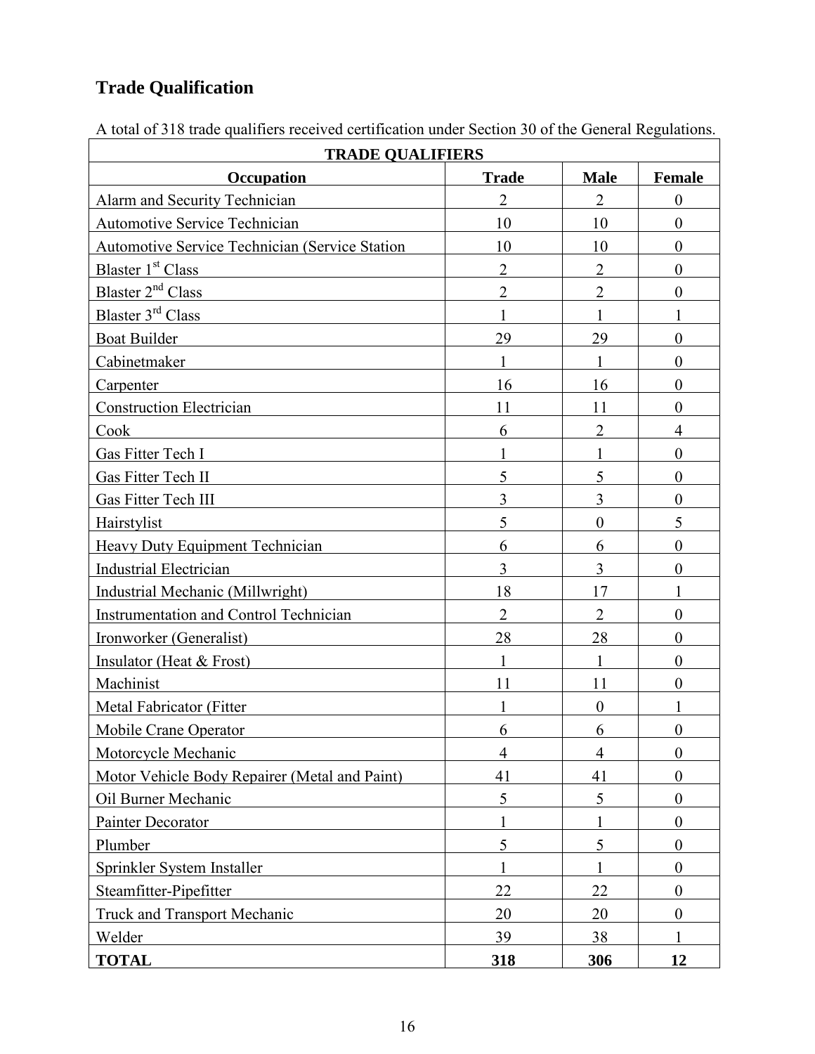## Trade Qualification

A total of 318 trade qualifiers received certification under Section 30 of the General Regulations.

| TRADE QUALIFIERS | | | |
|---|---|---|---|
| **Occupation** | **Trade** | **Male** | **Female** |
| Alarm and Security Technician | 2 | 2 | 0 |
| Automotive Service Technician | 10 | 10 | 0 |
| Automotive Service Technician (Service Station | 10 | 10 | 0 |
| Blaster 1st Class | 2 | 2 | 0 |
| Blaster 2nd Class | 2 | 2 | 0 |
| Blaster 3rd Class | 1 | 1 | 1 |
| Boat Builder | 29 | 29 | 0 |
| Cabinetmaker | 1 | 1 | 0 |
| Carpenter | 16 | 16 | 0 |
| Construction Electrician | 11 | 11 | 0 |
| Cook | 6 | 2 | 4 |
| Gas Fitter Tech I | 1 | 1 | 0 |
| Gas Fitter Tech II | 5 | 5 | 0 |
| Gas Fitter Tech III | 3 | 3 | 0 |
| Hairstylist | 5 | 0 | 5 |
| Heavy Duty Equipment Technician | 6 | 6 | 0 |
| Industrial Electrician | 3 | 3 | 0 |
| Industrial Mechanic (Millwright) | 18 | 17 | 1 |
| Instrumentation and Control Technician | 2 | 2 | 0 |
| Ironworker (Generalist) | 28 | 28 | 0 |
| Insulator (Heat & Frost) | 1 | 1 | 0 |
| Machinist | 11 | 11 | 0 |
| Metal Fabricator (Fitter | 1 | 0 | 1 |
| Mobile Crane Operator | 6 | 6 | 0 |
| Motorcycle Mechanic | 4 | 4 | 0 |
| Motor Vehicle Body Repairer (Metal and Paint) | 41 | 41 | 0 |
| Oil Burner Mechanic | 5 | 5 | 0 |
| Painter Decorator | 1 | 1 | 0 |
| Plumber | 5 | 5 | 0 |
| Sprinkler System Installer | 1 | 1 | 0 |
| Steamfitter-Pipefitter | 22 | 22 | 0 |
| Truck and Transport Mechanic | 20 | 20 | 0 |
| Welder | 39 | 38 | 1 |
| **TOTAL** | **318** | **306** | **12** |